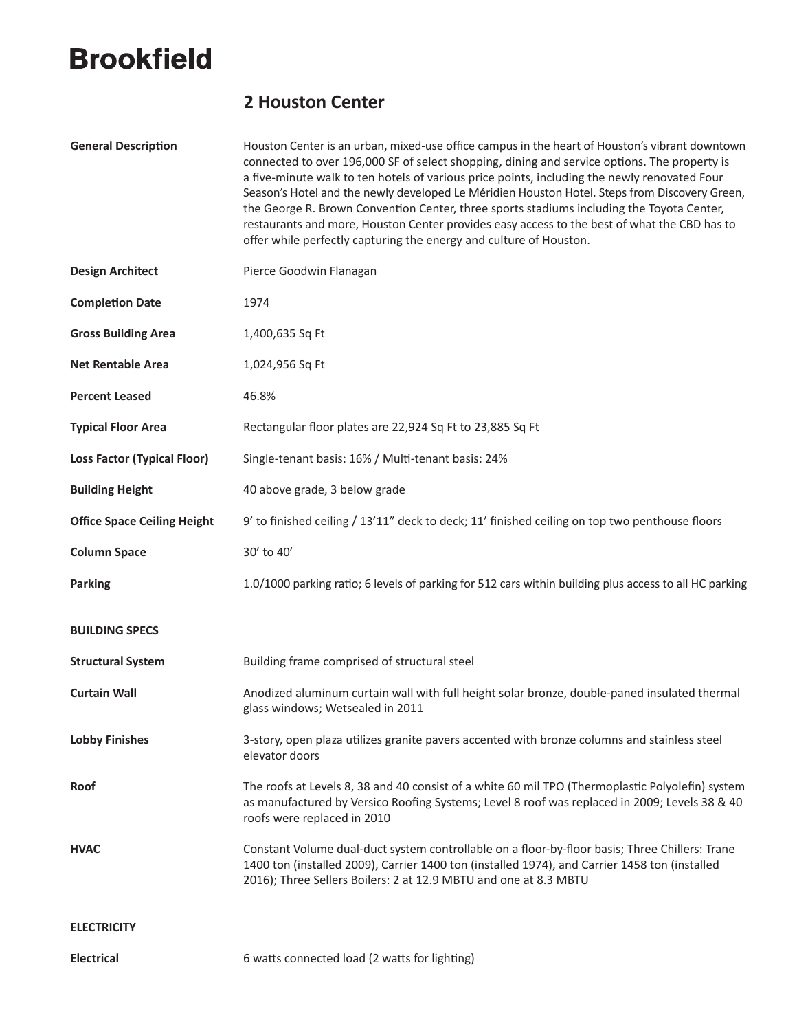# Brookfield

## 2 Houston Center

| | |
|---|---|
| **General Description** | Houston Center is an urban, mixed-use office campus in the heart of Houston's vibrant downtown connected to over 196,000 SF of select shopping, dining and service options. The property is a five-minute walk to ten hotels of various price points, including the newly renovated Four Season's Hotel and the newly developed Le Méridien Houston Hotel. Steps from Discovery Green, the George R. Brown Convention Center, three sports stadiums including the Toyota Center, restaurants and more, Houston Center provides easy access to the best of what the CBD has to offer while perfectly capturing the energy and culture of Houston. |
| **Design Architect** | Pierce Goodwin Flanagan |
| **Completion Date** | 1974 |
| **Gross Building Area** | 1,400,635 Sq Ft |
| **Net Rentable Area** | 1,024,956 Sq Ft |
| **Percent Leased** | 46.8% |
| **Typical Floor Area** | Rectangular floor plates are 22,924 Sq Ft to 23,885 Sq Ft |
| **Loss Factor (Typical Floor)** | Single-tenant basis: 16% / Multi-tenant basis: 24% |
| **Building Height** | 40 above grade, 3 below grade |
| **Office Space Ceiling Height** | 9' to finished ceiling / 13'11" deck to deck; 11' finished ceiling on top two penthouse floors |
| **Column Space** | 30' to 40' |
| **Parking** | 1.0/1000 parking ratio; 6 levels of parking for 512 cars within building plus access to all HC parking |

**BUILDING SPECS**

| | |
|---|---|
| **Structural System** | Building frame comprised of structural steel |
| **Curtain Wall** | Anodized aluminum curtain wall with full height solar bronze, double-paned insulated thermal glass windows; Wetsealed in 2011 |
| **Lobby Finishes** | 3-story, open plaza utilizes granite pavers accented with bronze columns and stainless steel elevator doors |
| **Roof** | The roofs at Levels 8, 38 and 40 consist of a white 60 mil TPO (Thermoplastic Polyolefin) system as manufactured by Versico Roofing Systems; Level 8 roof was replaced in 2009; Levels 38 & 40 roofs were replaced in 2010 |
| **HVAC** | Constant Volume dual-duct system controllable on a floor-by-floor basis; Three Chillers: Trane 1400 ton (installed 2009), Carrier 1400 ton (installed 1974), and Carrier 1458 ton (installed 2016); Three Sellers Boilers: 2 at 12.9 MBTU and one at 8.3 MBTU |

**ELECTRICITY**

| | |
|---|---|
| **Electrical** | 6 watts connected load (2 watts for lighting) |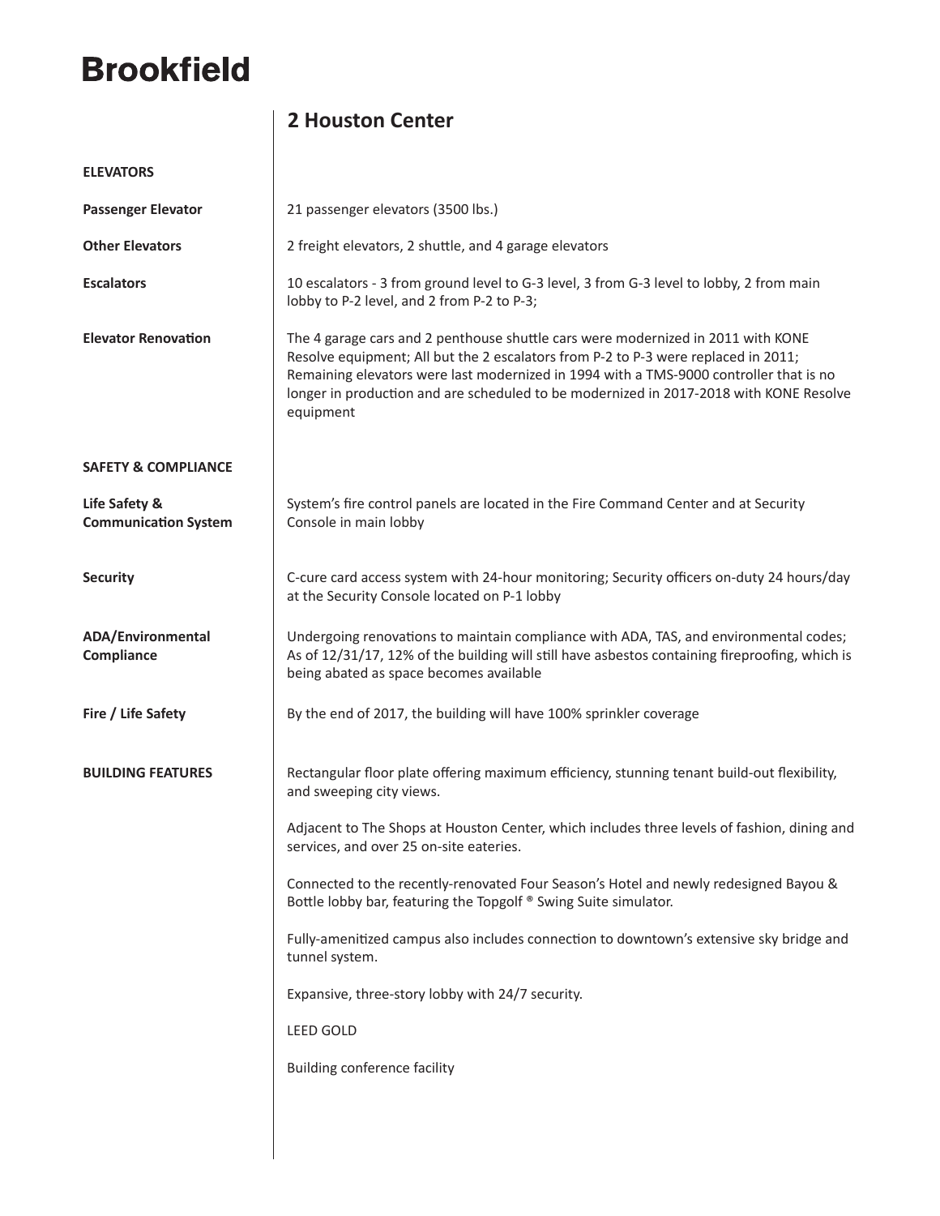# Brookfield

## 2 Houston Center

| | |
|---|---|
| **ELEVATORS** | |
| **Passenger Elevator** | 21 passenger elevators (3500 lbs.) |
| **Other Elevators** | 2 freight elevators, 2 shuttle, and 4 garage elevators |
| **Escalators** | 10 escalators - 3 from ground level to G-3 level, 3 from G-3 level to lobby, 2 from main lobby to P-2 level, and 2 from P-2 to P-3; |
| **Elevator Renovation** | The 4 garage cars and 2 penthouse shuttle cars were modernized in 2011 with KONE Resolve equipment; All but the 2 escalators from P-2 to P-3 were replaced in 2011; Remaining elevators were last modernized in 1994 with a TMS-9000 controller that is no longer in production and are scheduled to be modernized in 2017-2018 with KONE Resolve equipment |
| **SAFETY & COMPLIANCE** | |
| **Life Safety & Communication System** | System's fire control panels are located in the Fire Command Center and at Security Console in main lobby |
| **Security** | C-cure card access system with 24-hour monitoring; Security officers on-duty 24 hours/day at the Security Console located on P-1 lobby |
| **ADA/Environmental Compliance** | Undergoing renovations to maintain compliance with ADA, TAS, and environmental codes; As of 12/31/17, 12% of the building will still have asbestos containing fireproofing, which is being abated as space becomes available |
| **Fire / Life Safety** | By the end of 2017, the building will have 100% sprinkler coverage |

**BUILDING FEATURES**

Rectangular floor plate offering maximum efficiency, stunning tenant build-out flexibility, and sweeping city views.

Adjacent to The Shops at Houston Center, which includes three levels of fashion, dining and services, and over 25 on-site eateries.

Connected to the recently-renovated Four Season's Hotel and newly redesigned Bayou & Bottle lobby bar, featuring the Topgolf ® Swing Suite simulator.

Fully-amenitized campus also includes connection to downtown's extensive sky bridge and tunnel system.

Expansive, three-story lobby with 24/7 security.

LEED GOLD

Building conference facility